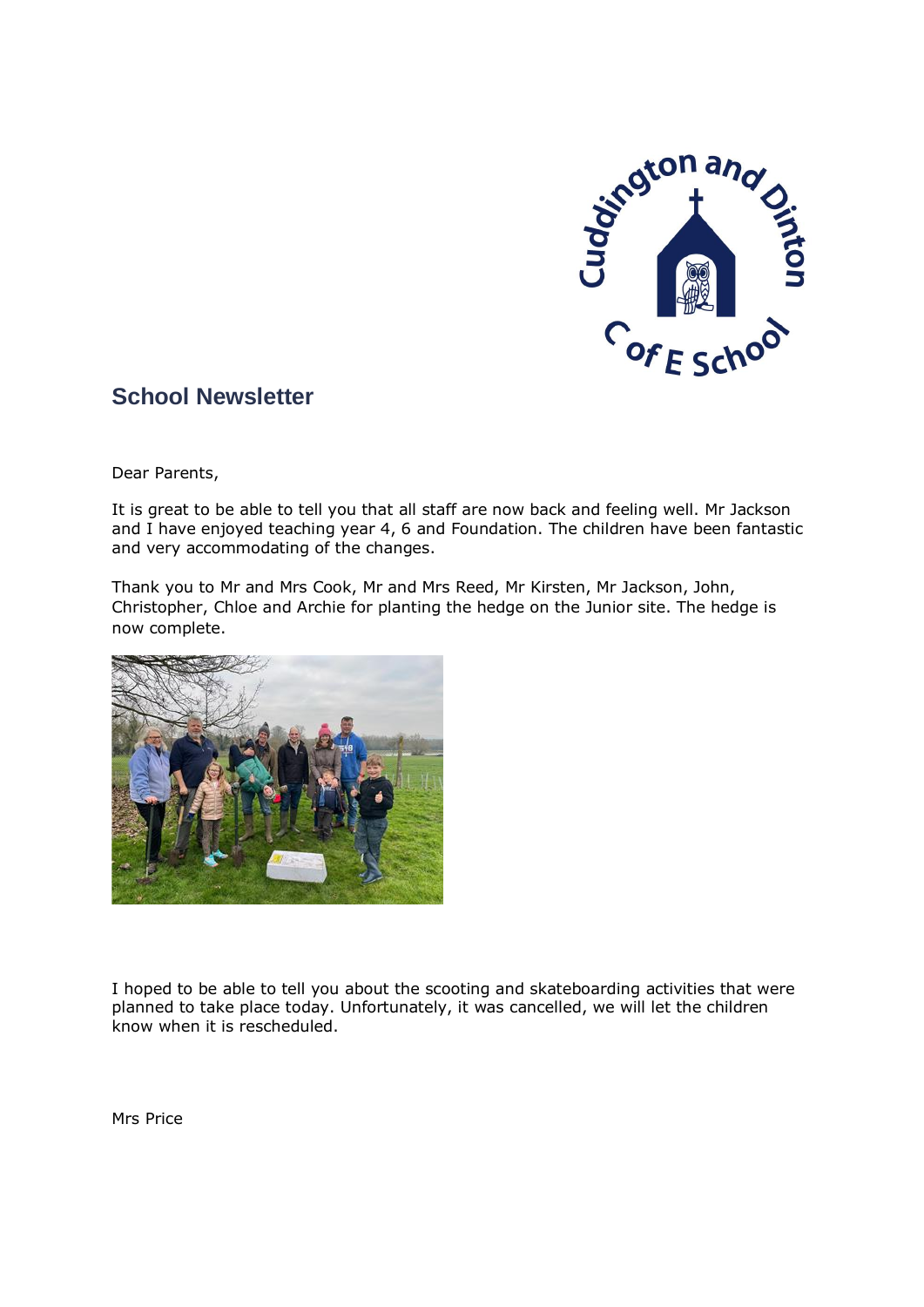## School Newsletter

Dear Parents,

It is great to be able to tell you that all staff are now back and feeling well. Mr Jackson and I have enjoyed teaching year 4, 6 and Foundation. The children have been fantastic and very accommodating of the changes.

Thank you to Mr and Mrs Cook, Mr and Mrs Reed, Mr Kirsten, Mr Jackson, John, Christopher, Chloe and Archie for planting the hedge on the Junior site. The hedge is now complete.

I hoped to be able to tell you about the scooting and skateboarding activities that were planned to take place today. Unfortunately, it was cancelled, we will let the children know when it is rescheduled.

Mrs Price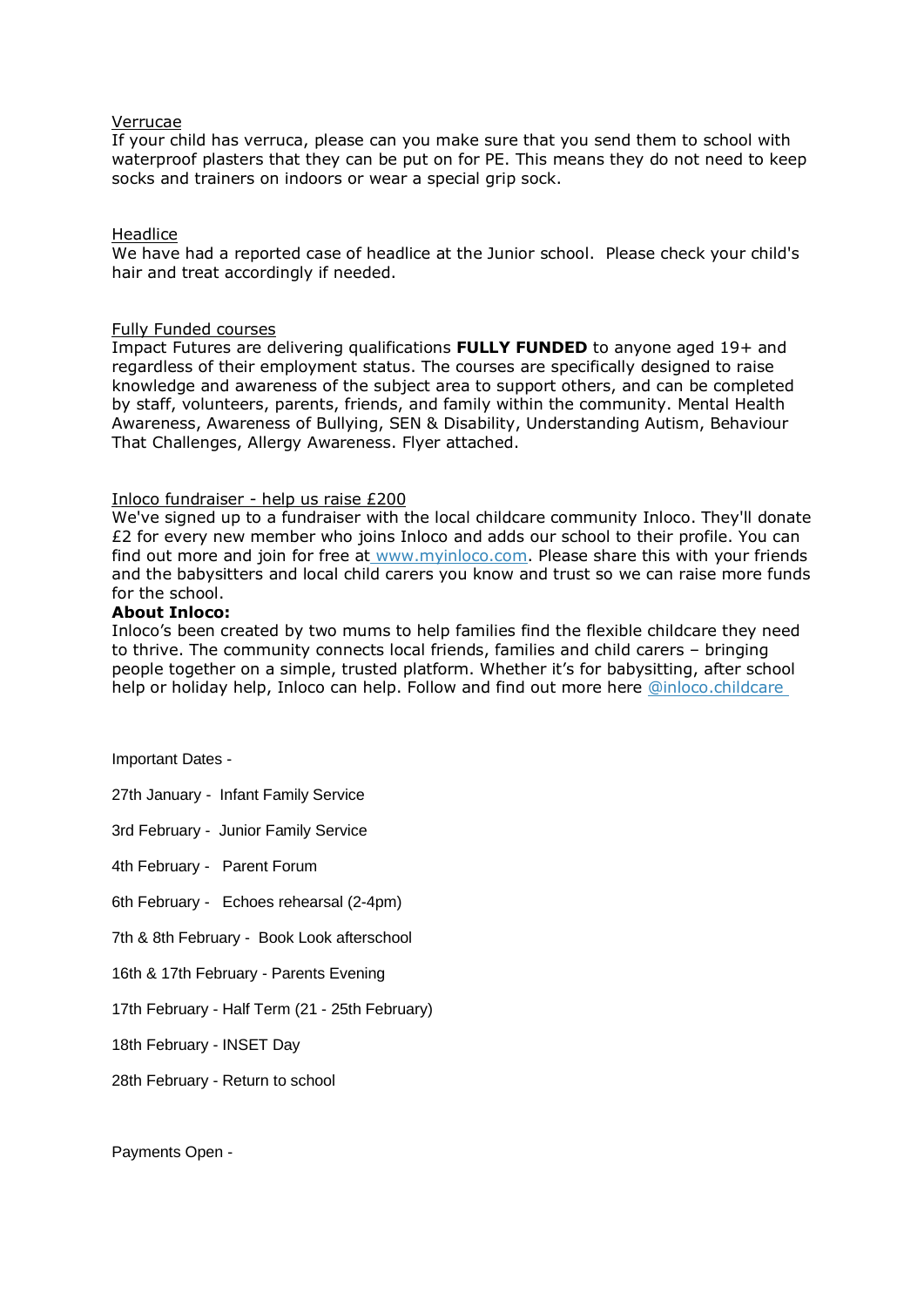Verrucae

If your child has verruca, please can you make sure that you send them to school with waterproof plasters that they can be put on for PE. This means they do not need to keep socks and trainers on indoors or wear a special grip sock.

Headlice

We have had a reported case of headlice at the Junior school. Please check your child's hair and treat accordingly if needed.

Fully Funded courses

Impact Futures are delivering qualifications **FULLY FUNDED** to anyone aged 19+ and regardless of their employment status. The courses are specifically designed to raise knowledge and awareness of the subject area to support others, and can be completed by staff, volunteers, parents, friends, and family within the community. Mental Health Awareness, Awareness of Bullying, SEN & Disability, Understanding Autism, Behaviour That Challenges, Allergy Awareness. Flyer attached.

Inloco fundraiser - help us raise £200

We've signed up to a fundraiser with the local childcare community Inloco. They'll donate £2 for every new member who joins Inloco and adds our school to their profile. You can find out more and join for free at [www.myinloco.com](www.myinloco.com). Please share this with your friends and the babysitters and local child carers you know and trust so we can raise more funds for the school.

**About Inloco:**

Inloco's been created by two mums to help families find the flexible childcare they need to thrive. The community connects local friends, families and child carers – bringing people together on a simple, trusted platform. Whether it's for babysitting, after school help or holiday help, Inloco can help. Follow and find out more here @inloco.childcare

Important Dates -

27th January - Infant Family Service

3rd February - Junior Family Service

4th February - Parent Forum

6th February - Echoes rehearsal (2-4pm)

7th & 8th February - Book Look afterschool

16th & 17th February - Parents Evening

17th February - Half Term (21 - 25th February)

18th February - INSET Day

28th February - Return to school

Payments Open -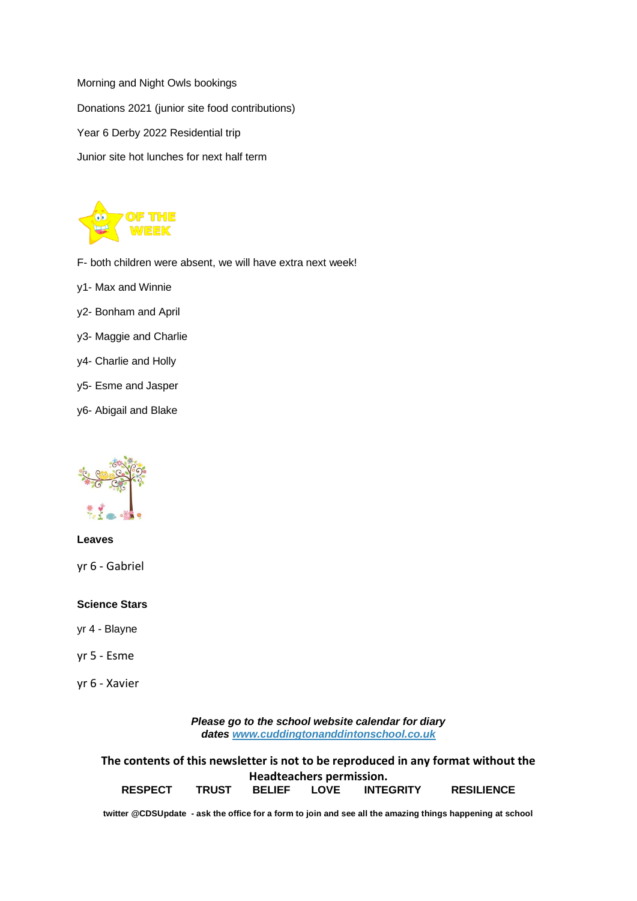Morning and Night Owls bookings

Donations 2021 (junior site food contributions)

Year 6 Derby 2022 Residential trip

Junior site hot lunches for next half term

OF THE WEEK

F- both children were absent, we will have extra next week!

y1- Max and Winnie

y2- Bonham and April

y3- Maggie and Charlie

y4- Charlie and Holly

y5- Esme and Jasper

y6- Abigail and Blake

**Leaves**

yr 6 - Gabriel

**Science Stars**

yr 4 - Blayne

yr 5 - Esme

yr 6 - Xavier

***Please go to the school website calendar for diary dates [www.cuddingtonanddintonschool.co.uk](http://www.cuddingtonanddintonschool.co.uk)***

**The contents of this newsletter is not to be reproduced in any format without the Headteachers permission.**

**RESPECT TRUST BELIEF LOVE INTEGRITY RESILIENCE**

**twitter @CDSUpdate - ask the office for a form to join and see all the amazing things happening at school**